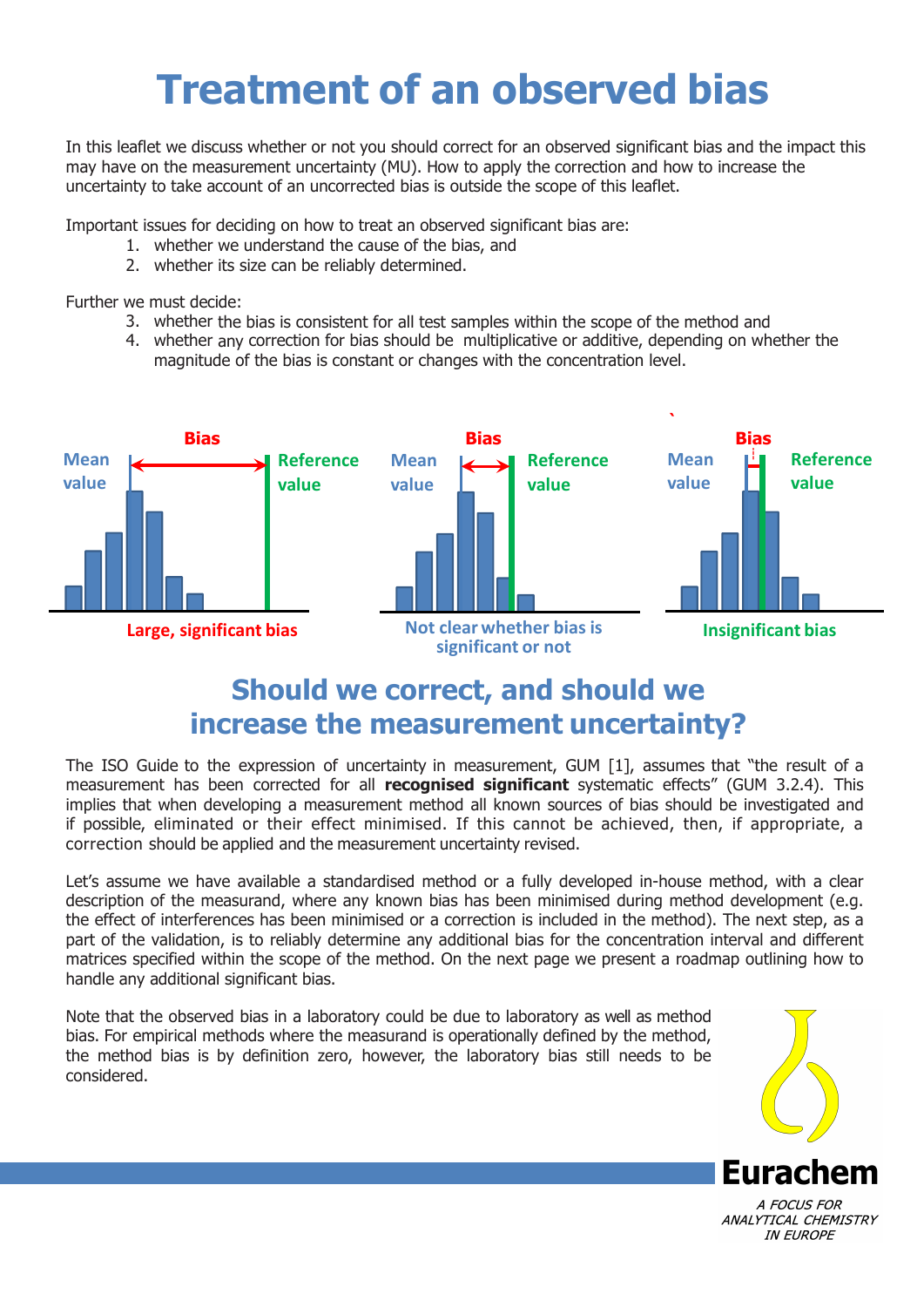# Treatment of an observed bias

In this leaflet we discuss whether or not you should correct for an observed significant bias and the impact this may have on the measurement uncertainty (MU). How to apply the correction and how to increase the uncertainty to take account of an uncorrected bias is outside the scope of this leaflet.

Important issues for deciding on how to treat an observed significant bias are:

1. whether we understand the cause of the bias, and
2. whether its size can be reliably determined.

Further we must decide:

3. whether the bias is consistent for all test samples within the scope of the method and
4. whether any correction for bias should be multiplicative or additive, depending on whether the magnitude of the bias is constant or changes with the concentration level.

Mean value | Bias | Reference value — **Large, significant bias**

Mean value | Bias | Reference value — **Not clear whether bias is significant or not**

Mean value | Bias | Reference value — **Insignificant bias**

## Should we correct, and should we increase the measurement uncertainty?

The ISO Guide to the expression of uncertainty in measurement, GUM [1], assumes that "the result of a measurement has been corrected for all **recognised significant** systematic effects" (GUM 3.2.4). This implies that when developing a measurement method all known sources of bias should be investigated and if possible, eliminated or their effect minimised. If this cannot be achieved, then, if appropriate, a correction should be applied and the measurement uncertainty revised.

Let's assume we have available a standardised method or a fully developed in-house method, with a clear description of the measurand, where any known bias has been minimised during method development (e.g. the effect of interferences has been minimised or a correction is included in the method). The next step, as a part of the validation, is to reliably determine any additional bias for the concentration interval and different matrices specified within the scope of the method. On the next page we present a roadmap outlining how to handle any additional significant bias.

Note that the observed bias in a laboratory could be due to laboratory as well as method bias. For empirical methods where the measurand is operationally defined by the method, the method bias is by definition zero, however, the laboratory bias still needs to be considered.

**Eurachem**

*A FOCUS FOR ANALYTICAL CHEMISTRY IN EUROPE*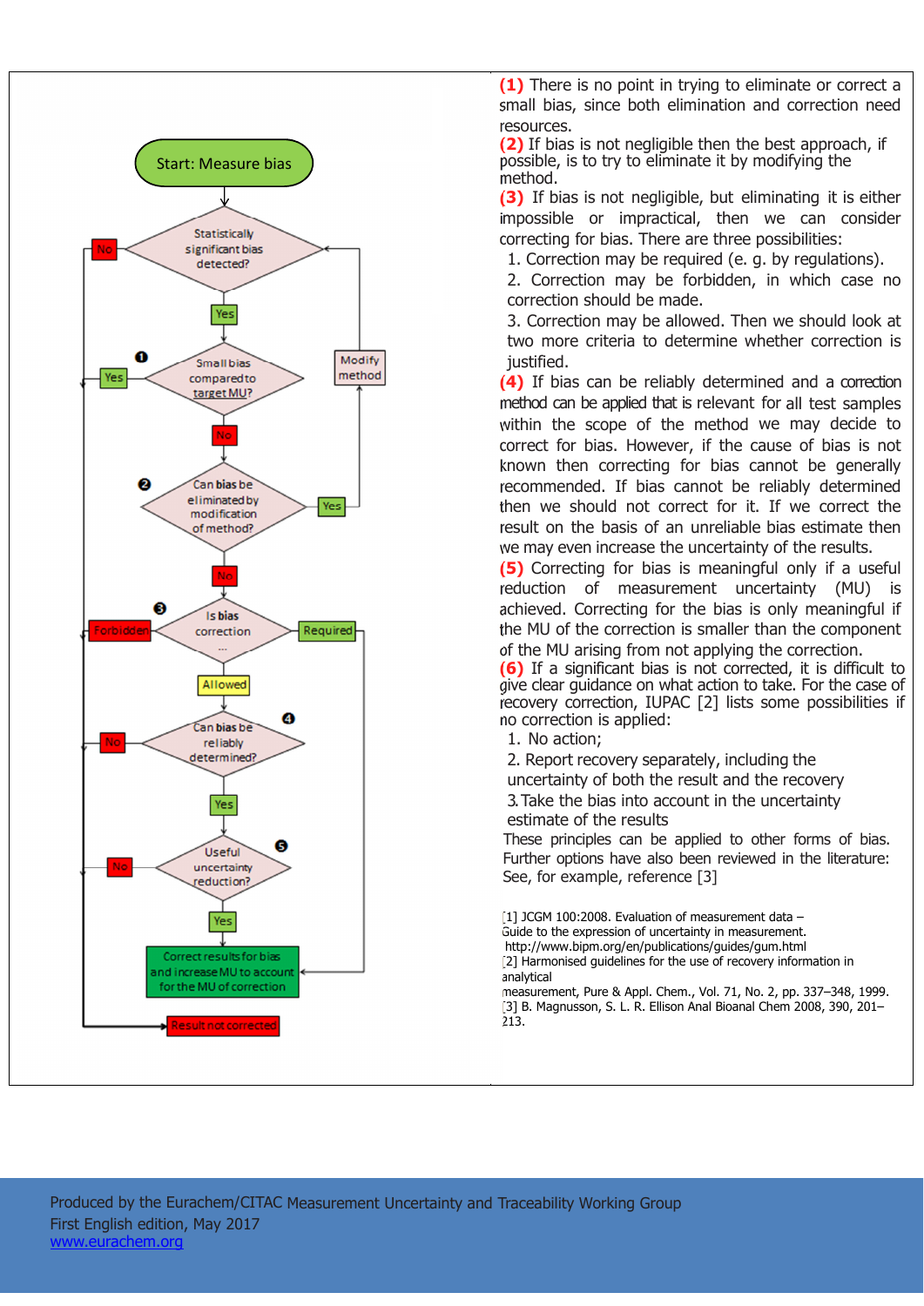Start: Measure bias

Statistically significant bias detected?

No

Yes

Small bias compared to target MU?

Yes

No

Modify method

Can bias be eliminated by modification of method?

Yes

No

Is bias correction ...

Forbidden

Required

Allowed

Can bias be reliably determined?

No

Yes

Useful uncertainty reduction?

No

Yes

Correct results for bias and increase MU to account for the MU of correction

Result not corrected

**(1)** There is no point in trying to eliminate or correct a small bias, since both elimination and correction need resources.

**(2)** If bias is not negligible then the best approach, if possible, is to try to eliminate it by modifying the method.

**(3)** If bias is not negligible, but eliminating it is either impossible or impractical, then we can consider correcting for bias. There are three possibilities:

1. Correction may be required (e. g. by regulations).
2. Correction may be forbidden, in which case no correction should be made.
3. Correction may be allowed. Then we should look at two more criteria to determine whether correction is justified.

**(4)** If bias can be reliably determined and a correction method can be applied that is relevant for all test samples within the scope of the method we may decide to correct for bias. However, if the cause of bias is not known then correcting for bias cannot be generally recommended. If bias cannot be reliably determined then we should not correct for it. If we correct the result on the basis of an unreliable bias estimate then we may even increase the uncertainty of the results.

**(5)** Correcting for bias is meaningful only if a useful reduction of measurement uncertainty (MU) is achieved. Correcting for the bias is only meaningful if the MU of the correction is smaller than the component of the MU arising from not applying the correction.

**(6)** If a significant bias is not corrected, it is difficult to give clear guidance on what action to take. For the case of recovery correction, IUPAC [2] lists some possibilities if no correction is applied:

1. No action;
2. Report recovery separately, including the uncertainty of both the result and the recovery
3. Take the bias into account in the uncertainty estimate of the results

These principles can be applied to other forms of bias. Further options have also been reviewed in the literature: See, for example, reference [3]

[1] JCGM 100:2008. Evaluation of measurement data – Guide to the expression of uncertainty in measurement. http://www.bipm.org/en/publications/guides/gum.html

[2] Harmonised guidelines for the use of recovery information in analytical measurement, Pure & Appl. Chem., Vol. 71, No. 2, pp. 337–348, 1999.

[3] B. Magnusson, S. L. R. Ellison Anal Bioanal Chem 2008, 390, 201–213.

Produced by the Eurachem/CITAC Measurement Uncertainty and Traceability Working Group
First English edition, May 2017
www.eurachem.org